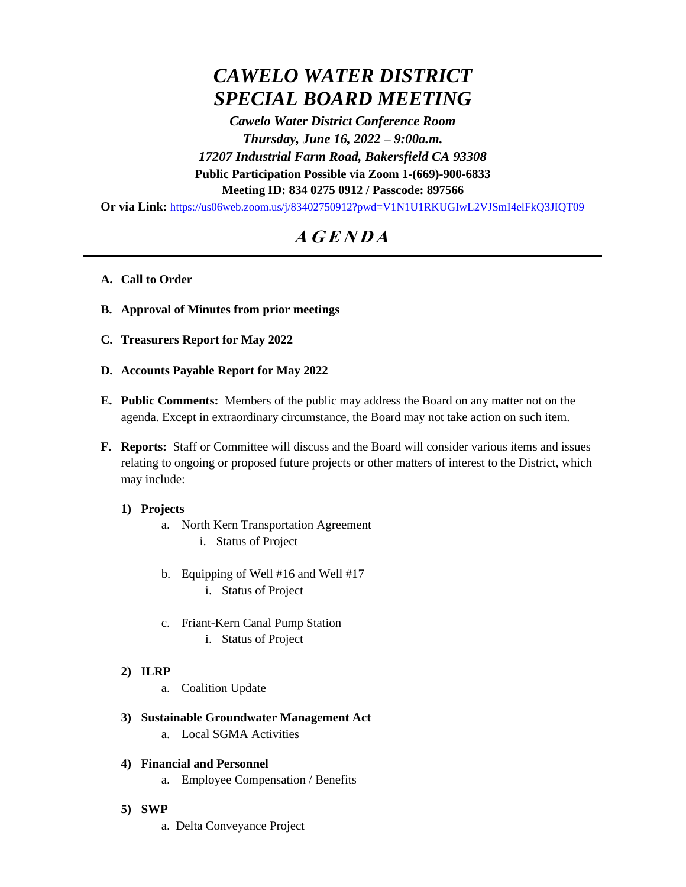# *CAWELO WATER DISTRICT*
# *SPECIAL BOARD MEETING*

***Cawelo Water District Conference Room***
***Thursday, June 16, 2022 – 9:00a.m.***
***17207 Industrial Farm Road, Bakersfield CA 93308***
**Public Participation Possible via Zoom 1-(669)-900-6833**
**Meeting ID: 834 0275 0912 / Passcode: 897566**
**Or via Link:** https://us06web.zoom.us/j/83402750912?pwd=V1N1U1RKUGIwL2VJSmI4elFkQ3JIQT09

## ***AGENDA***

---

**A. Call to Order**

**B. Approval of Minutes from prior meetings**

**C. Treasurers Report for May 2022**

**D. Accounts Payable Report for May 2022**

**E. Public Comments:** Members of the public may address the Board on any matter not on the agenda. Except in extraordinary circumstance, the Board may not take action on such item.

**F. Reports:** Staff or Committee will discuss and the Board will consider various items and issues relating to ongoing or proposed future projects or other matters of interest to the District, which may include:

**1) Projects**

a. North Kern Transportation Agreement
   i. Status of Project

b. Equipping of Well #16 and Well #17
   i. Status of Project

c. Friant-Kern Canal Pump Station
   i. Status of Project

**2) ILRP**

a. Coalition Update

**3) Sustainable Groundwater Management Act**

a. Local SGMA Activities

**4) Financial and Personnel**

a. Employee Compensation / Benefits

**5) SWP**

a. Delta Conveyance Project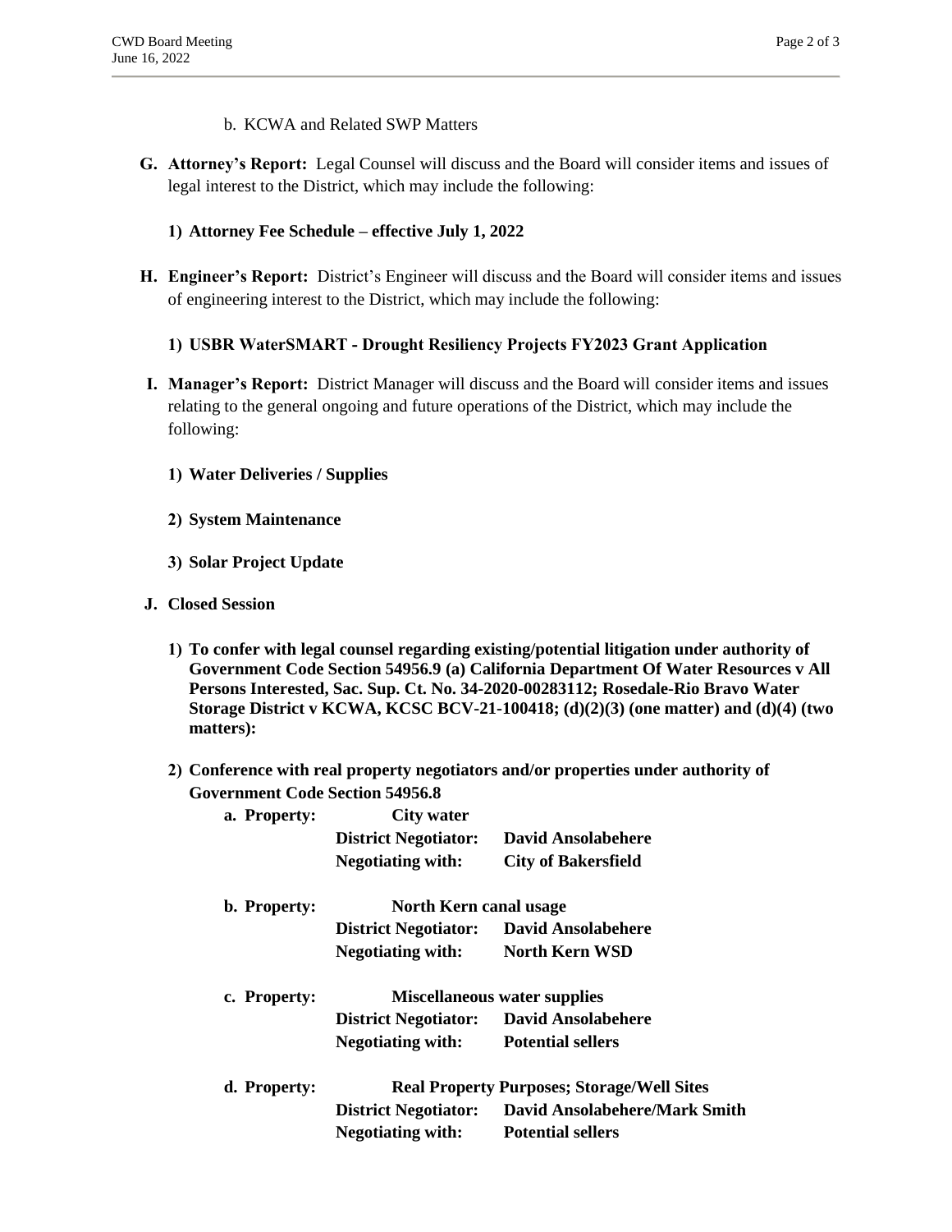b. KCWA and Related SWP Matters

**G. Attorney's Report:** Legal Counsel will discuss and the Board will consider items and issues of legal interest to the District, which may include the following:

**1) Attorney Fee Schedule – effective July 1, 2022**

**H. Engineer's Report:** District's Engineer will discuss and the Board will consider items and issues of engineering interest to the District, which may include the following:

**1) USBR WaterSMART - Drought Resiliency Projects FY2023 Grant Application**

**I. Manager's Report:** District Manager will discuss and the Board will consider items and issues relating to the general ongoing and future operations of the District, which may include the following:

**1) Water Deliveries / Supplies**

**2) System Maintenance**

**3) Solar Project Update**

**J. Closed Session**

**1) To confer with legal counsel regarding existing/potential litigation under authority of Government Code Section 54956.9 (a) California Department Of Water Resources v All Persons Interested, Sac. Sup. Ct. No. 34-2020-00283112; Rosedale-Rio Bravo Water Storage District v KCWA, KCSC BCV-21-100418; (d)(2)(3) (one matter) and (d)(4) (two matters):**

**2) Conference with real property negotiators and/or properties under authority of Government Code Section 54956.8**

**a. Property:** **City water**
**District Negotiator:** **David Ansolabehere**
**Negotiating with:** **City of Bakersfield**

**b. Property:** **North Kern canal usage**
**District Negotiator:** **David Ansolabehere**
**Negotiating with:** **North Kern WSD**

**c. Property:** **Miscellaneous water supplies**
**District Negotiator:** **David Ansolabehere**
**Negotiating with:** **Potential sellers**

**d. Property:** **Real Property Purposes; Storage/Well Sites**
**District Negotiator:** **David Ansolabehere/Mark Smith**
**Negotiating with:** **Potential sellers**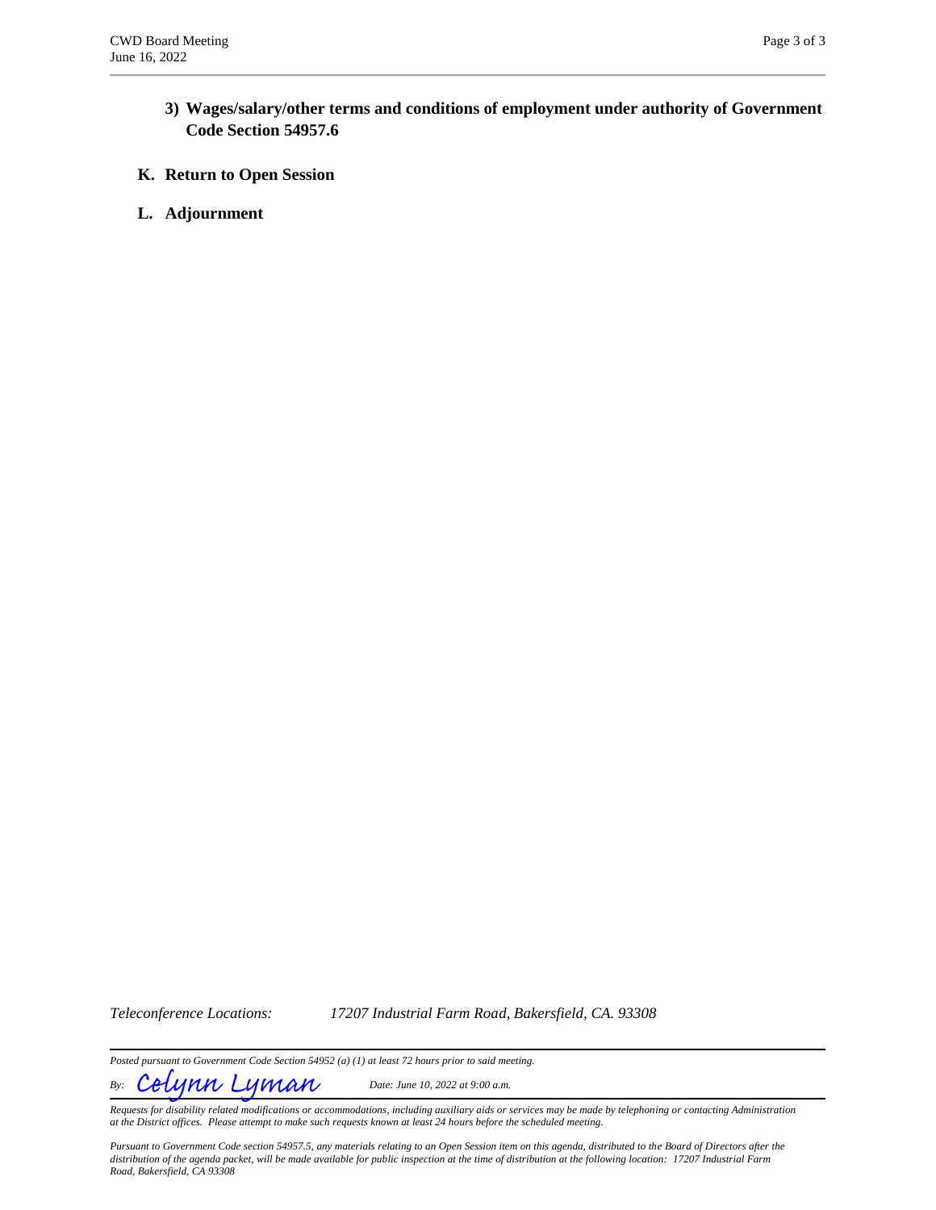**3) Wages/salary/other terms and conditions of employment under authority of Government Code Section 54957.6**

**K. Return to Open Session**

**L. Adjournment**

*Teleconference Locations:* *17207 Industrial Farm Road, Bakersfield, CA. 93308*

---

*Posted pursuant to Government Code Section 54952 (a) (1) at least 72 hours prior to said meeting.*

*By:* Colynn Lyman *Date: June 10, 2022 at 9:00 a.m.*

---

*Requests for disability related modifications or accommodations, including auxiliary aids or services may be made by telephoning or contacting Administration at the District offices. Please attempt to make such requests known at least 24 hours before the scheduled meeting.*

*Pursuant to Government Code section 54957.5, any materials relating to an Open Session item on this agenda, distributed to the Board of Directors after the distribution of the agenda packet, will be made available for public inspection at the time of distribution at the following location: 17207 Industrial Farm Road, Bakersfield, CA 93308*